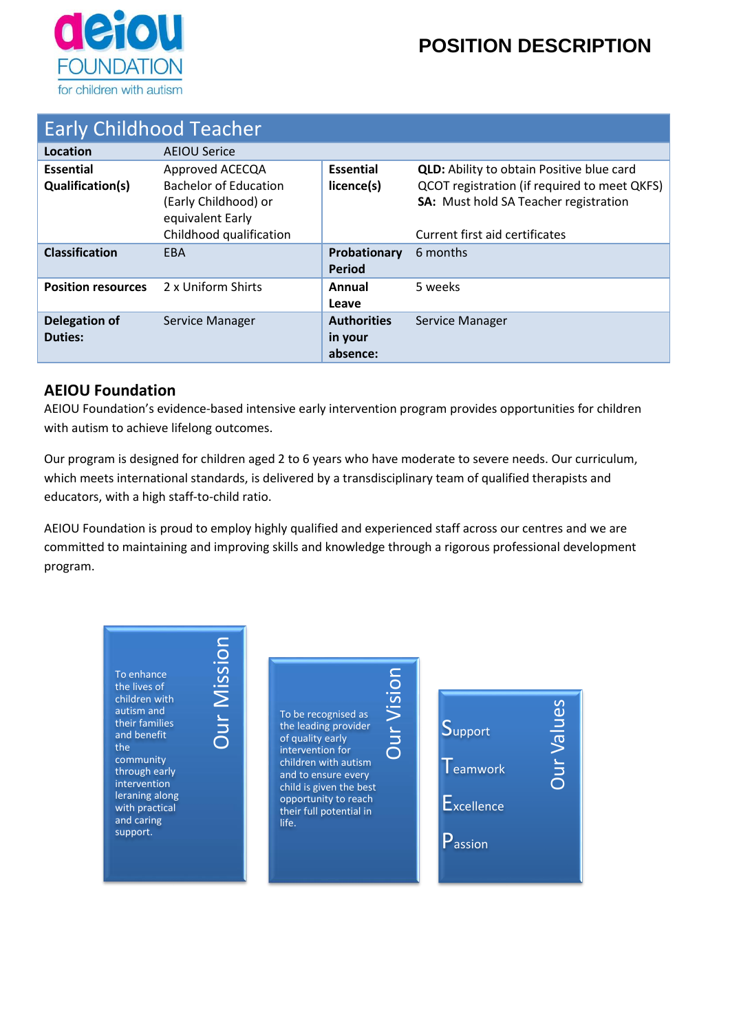deiou FOUNDATION
for children with autism

# POSITION DESCRIPTION

## Early Childhood Teacher

| Location | AEIOU Serice | | |
|---|---|---|---|
| **Essential Qualification(s)** | Approved ACECQA Bachelor of Education (Early Childhood) or equivalent Early Childhood qualification | **Essential licence(s)** | **QLD:** Ability to obtain Positive blue card<br>QCOT registration (if required to meet QKFS)<br>**SA:** Must hold SA Teacher registration<br><br>Current first aid certificates |
| **Classification** | EBA | **Probationary Period** | 6 months |
| **Position resources** | 2 x Uniform Shirts | **Annual Leave** | 5 weeks |
| **Delegation of Duties:** | Service Manager | **Authorities in your absence:** | Service Manager |

### AEIOU Foundation

AEIOU Foundation's evidence-based intensive early intervention program provides opportunities for children with autism to achieve lifelong outcomes.

Our program is designed for children aged 2 to 6 years who have moderate to severe needs. Our curriculum, which meets international standards, is delivered by a transdisciplinary team of qualified therapists and educators, with a high staff-to-child ratio.

AEIOU Foundation is proud to employ highly qualified and experienced staff across our centres and we are committed to maintaining and improving skills and knowledge through a rigorous professional development program.

**Our Mission**

To enhance the lives of children with autism and their families and benefit the community through early intervention leraning along with practical and caring support.

**Our Vision**

To be recognised as the leading provider of quality early intervention for children with autism and to ensure every child is given the best opportunity to reach their full potential in life.

**Our Values**

Support

Teamwork

Excellence

Passion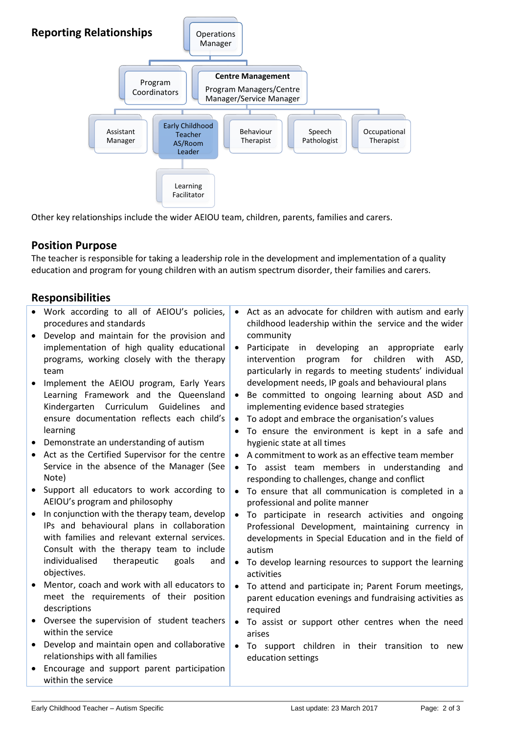## Reporting Relationships

- Operations Manager
  - Program Coordinators
  - Centre Management: Program Managers/Centre Manager/Service Manager
    - Assistant Manager
    - Early Childhood Teacher AS/Room Leader
      - Learning Facilitator
    - Behaviour Therapist
    - Speech Pathologist
    - Occupational Therapist

Other key relationships include the wider AEIOU team, children, parents, families and carers.

## Position Purpose

The teacher is responsible for taking a leadership role in the development and implementation of a quality education and program for young children with an autism spectrum disorder, their families and carers.

## Responsibilities

- Work according to all of AEIOU's policies, procedures and standards
- Develop and maintain for the provision and implementation of high quality educational programs, working closely with the therapy team
- Implement the AEIOU program, Early Years Learning Framework and the Queensland Kindergarten Curriculum Guidelines and ensure documentation reflects each child's learning
- Demonstrate an understanding of autism
- Act as the Certified Supervisor for the centre Service in the absence of the Manager (See Note)
- Support all educators to work according to AEIOU's program and philosophy
- In conjunction with the therapy team, develop IPs and behavioural plans in collaboration with families and relevant external services. Consult with the therapy team to include individualised therapeutic goals and objectives.
- Mentor, coach and work with all educators to meet the requirements of their position descriptions
- Oversee the supervision of student teachers within the service
- Develop and maintain open and collaborative relationships with all families
- Encourage and support parent participation within the service
- Act as an advocate for children with autism and early childhood leadership within the service and the wider community
- Participate in developing an appropriate early intervention program for children with ASD, particularly in regards to meeting students' individual development needs, IP goals and behavioural plans
- Be committed to ongoing learning about ASD and implementing evidence based strategies
- To adopt and embrace the organisation's values
- To ensure the environment is kept in a safe and hygienic state at all times
- A commitment to work as an effective team member
- To assist team members in understanding and responding to challenges, change and conflict
- To ensure that all communication is completed in a professional and polite manner
- To participate in research activities and ongoing Professional Development, maintaining currency in developments in Special Education and in the field of autism
- To develop learning resources to support the learning activities
- To attend and participate in; Parent Forum meetings, parent education evenings and fundraising activities as required
- To assist or support other centres when the need arises
- To support children in their transition to new education settings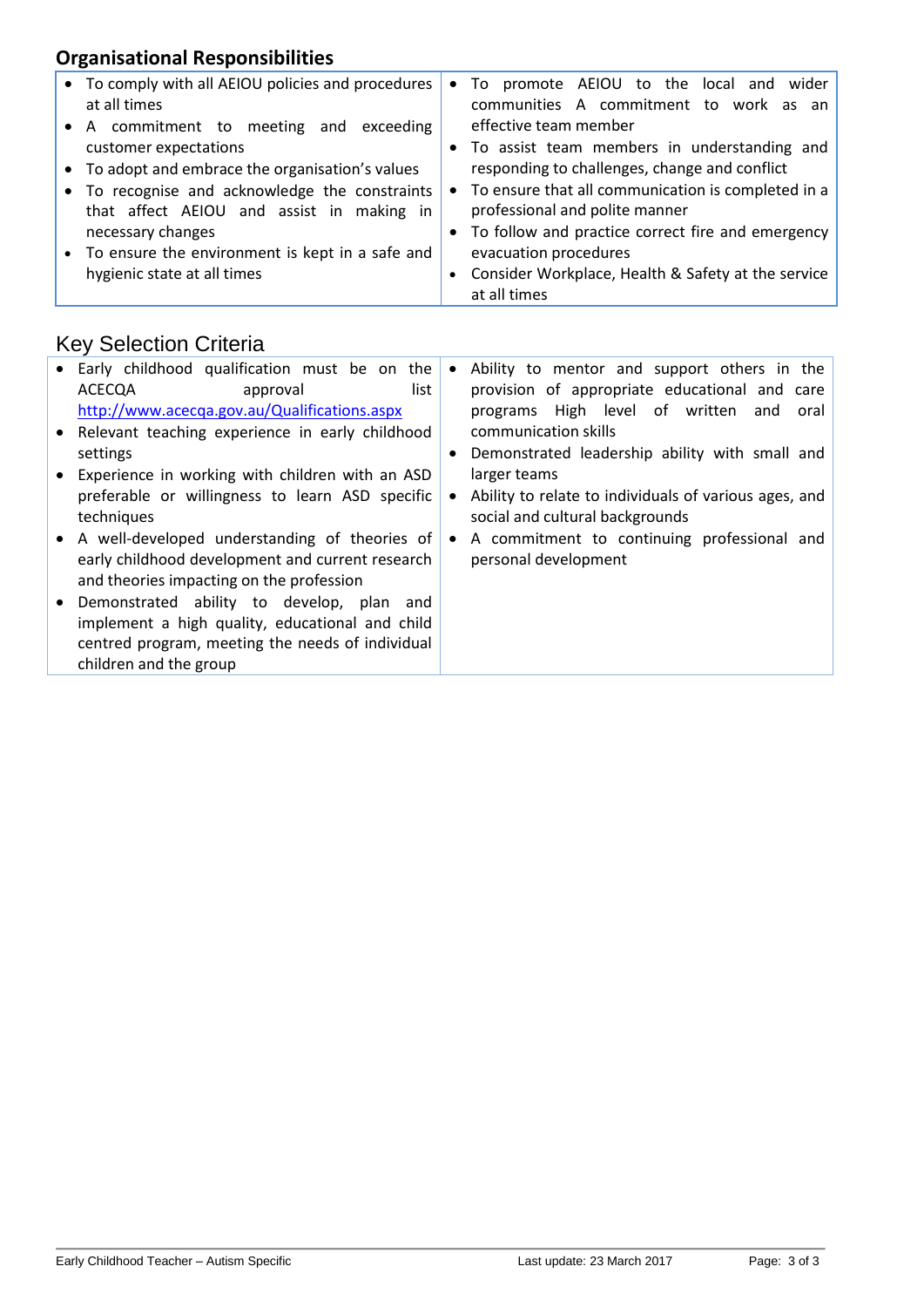## Organisational Responsibilities

- To comply with all AEIOU policies and procedures at all times
- A commitment to meeting and exceeding customer expectations
- To adopt and embrace the organisation's values
- To recognise and acknowledge the constraints that affect AEIOU and assist in making in necessary changes
- To ensure the environment is kept in a safe and hygienic state at all times
- To promote AEIOU to the local and wider communities A commitment to work as an effective team member
- To assist team members in understanding and responding to challenges, change and conflict
- To ensure that all communication is completed in a professional and polite manner
- To follow and practice correct fire and emergency evacuation procedures
- Consider Workplace, Health & Safety at the service at all times

## Key Selection Criteria

- Early childhood qualification must be on the ACECQA approval list http://www.acecqa.gov.au/Qualifications.aspx
- Relevant teaching experience in early childhood settings
- Experience in working with children with an ASD preferable or willingness to learn ASD specific techniques
- A well-developed understanding of theories of early childhood development and current research and theories impacting on the profession
- Demonstrated ability to develop, plan and implement a high quality, educational and child centred program, meeting the needs of individual children and the group
- Ability to mentor and support others in the provision of appropriate educational and care programs High level of written and oral communication skills
- Demonstrated leadership ability with small and larger teams
- Ability to relate to individuals of various ages, and social and cultural backgrounds
- A commitment to continuing professional and personal development